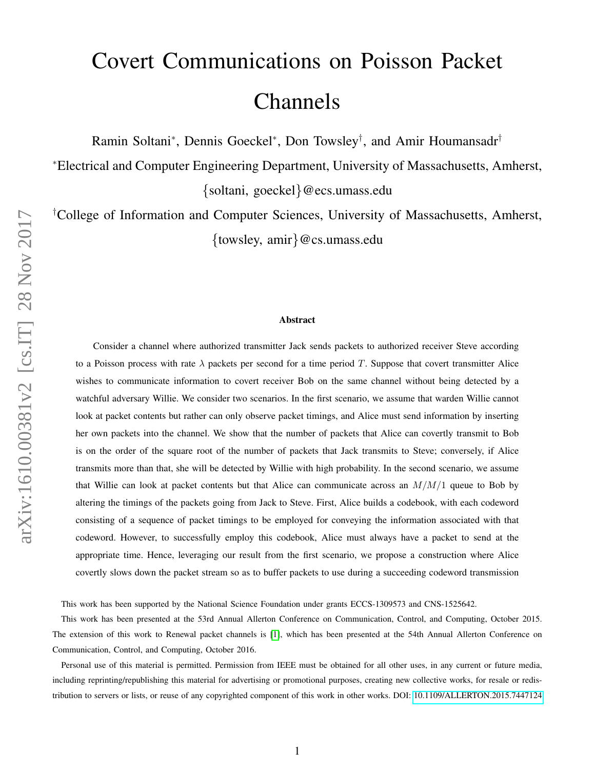# Covert Communications on Poisson Packet Channels

Ramin Soltani[*], Dennis Goeckel[*], Don Towsley[†], and Amir Houmansadr[†]

[*]Electrical and Computer Engineering Department, University of Massachusetts, Amherst, {soltani, goeckel}@ecs.umass.edu

[†]College of Information and Computer Sciences, University of Massachusetts, Amherst, {towsley, amir}@cs.umass.edu

### Abstract

Consider a channel where authorized transmitter Jack sends packets to authorized receiver Steve according to a Poisson process with rate $\lambda$ packets per second for a time period $T$. Suppose that covert transmitter Alice wishes to communicate information to covert receiver Bob on the same channel without being detected by a watchful adversary Willie. We consider two scenarios. In the first scenario, we assume that warden Willie cannot look at packet contents but rather can only observe packet timings, and Alice must send information by inserting her own packets into the channel. We show that the number of packets that Alice can covertly transmit to Bob is on the order of the square root of the number of packets that Jack transmits to Steve; conversely, if Alice transmits more than that, she will be detected by Willie with high probability. In the second scenario, we assume that Willie can look at packet contents but that Alice can communicate across an $M/M/1$ queue to Bob by altering the timings of the packets going from Jack to Steve. First, Alice builds a codebook, with each codeword consisting of a sequence of packet timings to be employed for conveying the information associated with that codeword. However, to successfully employ this codebook, Alice must always have a packet to send at the appropriate time. Hence, leveraging our result from the first scenario, we propose a construction where Alice covertly slows down the packet stream so as to buffer packets to use during a succeeding codeword transmission

This work has been supported by the National Science Foundation under grants ECCS-1309573 and CNS-1525642.

This work has been presented at the 53rd Annual Allerton Conference on Communication, Control, and Computing, October 2015. The extension of this work to Renewal packet channels is [1], which has been presented at the 54th Annual Allerton Conference on Communication, Control, and Computing, October 2016.

Personal use of this material is permitted. Permission from IEEE must be obtained for all other uses, in any current or future media, including reprinting/republishing this material for advertising or promotional purposes, creating new collective works, for resale or redistribution to servers or lists, or reuse of any copyrighted component of this work in other works. DOI: 10.1109/ALLERTON.2015.7447124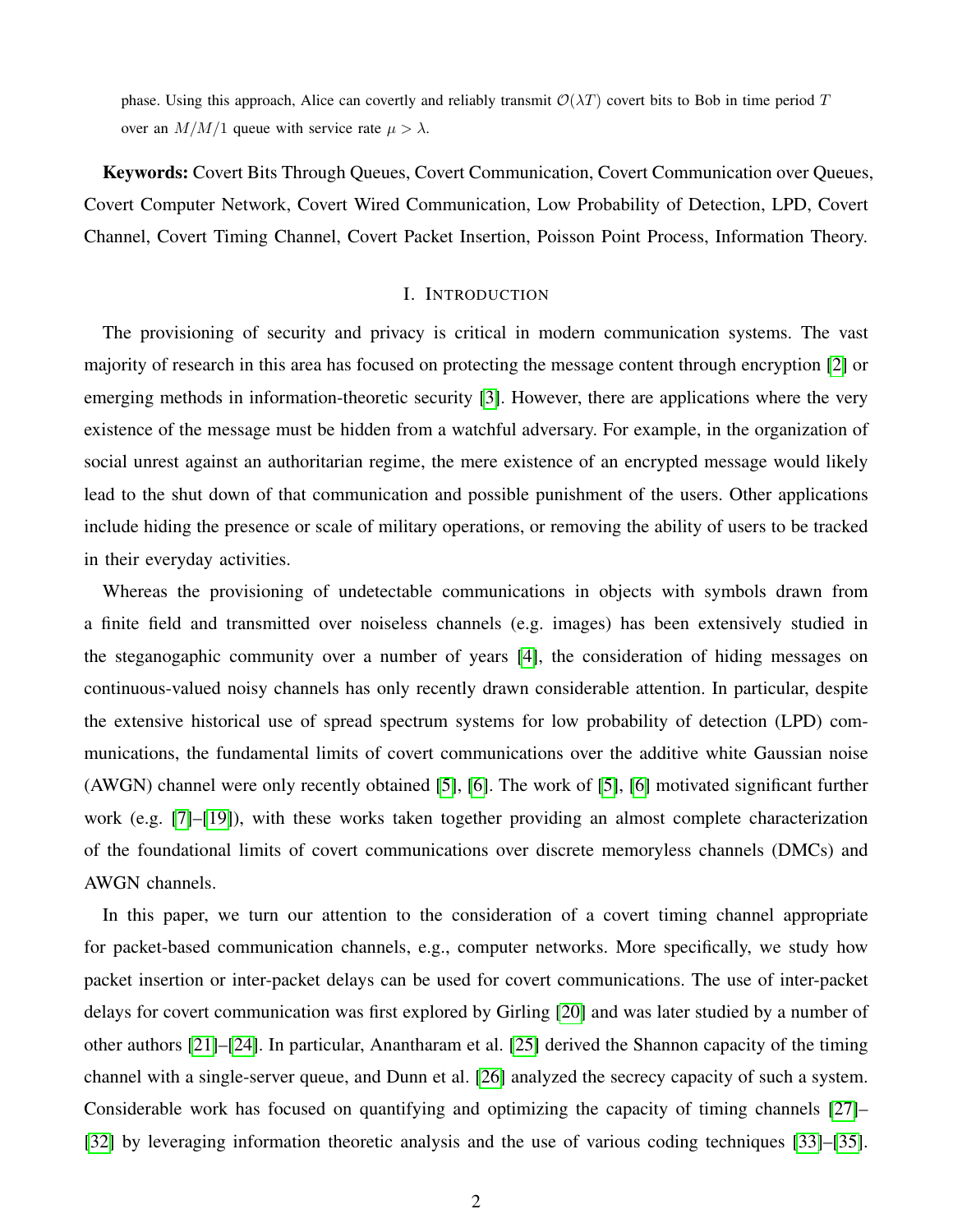phase. Using this approach, Alice can covertly and reliably transmit $\mathcal{O}(\lambda T)$ covert bits to Bob in time period $T$ over an $M/M/1$ queue with service rate $\mu > \lambda$.

**Keywords:** Covert Bits Through Queues, Covert Communication, Covert Communication over Queues, Covert Computer Network, Covert Wired Communication, Low Probability of Detection, LPD, Covert Channel, Covert Timing Channel, Covert Packet Insertion, Poisson Point Process, Information Theory.

## I. INTRODUCTION

The provisioning of security and privacy is critical in modern communication systems. The vast majority of research in this area has focused on protecting the message content through encryption [2] or emerging methods in information-theoretic security [3]. However, there are applications where the very existence of the message must be hidden from a watchful adversary. For example, in the organization of social unrest against an authoritarian regime, the mere existence of an encrypted message would likely lead to the shut down of that communication and possible punishment of the users. Other applications include hiding the presence or scale of military operations, or removing the ability of users to be tracked in their everyday activities.

Whereas the provisioning of undetectable communications in objects with symbols drawn from a finite field and transmitted over noiseless channels (e.g. images) has been extensively studied in the steganogaphic community over a number of years [4], the consideration of hiding messages on continuous-valued noisy channels has only recently drawn considerable attention. In particular, despite the extensive historical use of spread spectrum systems for low probability of detection (LPD) communications, the fundamental limits of covert communications over the additive white Gaussian noise (AWGN) channel were only recently obtained [5], [6]. The work of [5], [6] motivated significant further work (e.g. [7]–[19]), with these works taken together providing an almost complete characterization of the foundational limits of covert communications over discrete memoryless channels (DMCs) and AWGN channels.

In this paper, we turn our attention to the consideration of a covert timing channel appropriate for packet-based communication channels, e.g., computer networks. More specifically, we study how packet insertion or inter-packet delays can be used for covert communications. The use of inter-packet delays for covert communication was first explored by Girling [20] and was later studied by a number of other authors [21]–[24]. In particular, Anantharam et al. [25] derived the Shannon capacity of the timing channel with a single-server queue, and Dunn et al. [26] analyzed the secrecy capacity of such a system. Considerable work has focused on quantifying and optimizing the capacity of timing channels [27]–[32] by leveraging information theoretic analysis and the use of various coding techniques [33]–[35].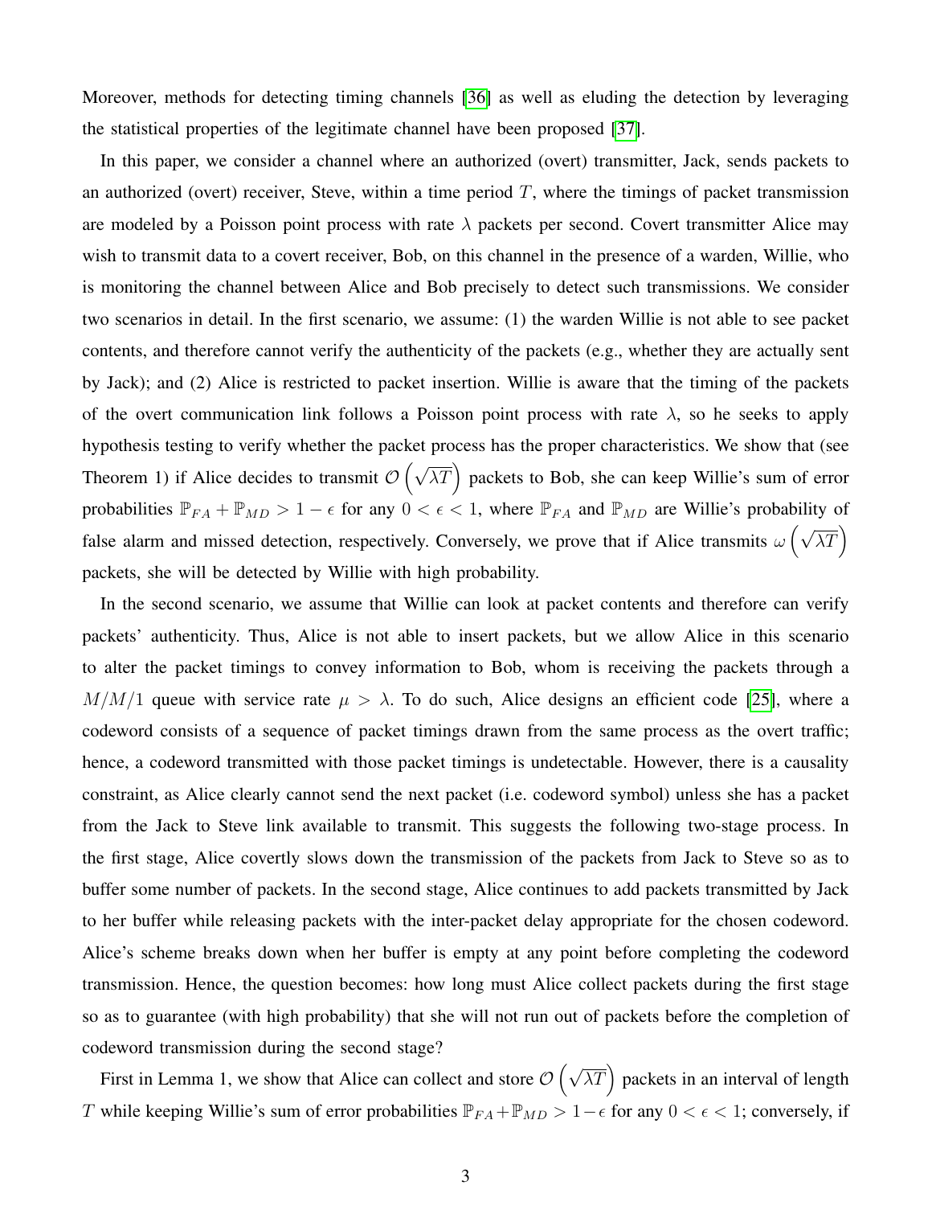Moreover, methods for detecting timing channels [36] as well as eluding the detection by leveraging the statistical properties of the legitimate channel have been proposed [37].

In this paper, we consider a channel where an authorized (overt) transmitter, Jack, sends packets to an authorized (overt) receiver, Steve, within a time period $T$, where the timings of packet transmission are modeled by a Poisson point process with rate $\lambda$ packets per second. Covert transmitter Alice may wish to transmit data to a covert receiver, Bob, on this channel in the presence of a warden, Willie, who is monitoring the channel between Alice and Bob precisely to detect such transmissions. We consider two scenarios in detail. In the first scenario, we assume: (1) the warden Willie is not able to see packet contents, and therefore cannot verify the authenticity of the packets (e.g., whether they are actually sent by Jack); and (2) Alice is restricted to packet insertion. Willie is aware that the timing of the packets of the overt communication link follows a Poisson point process with rate $\lambda$, so he seeks to apply hypothesis testing to verify whether the packet process has the proper characteristics. We show that (see Theorem 1) if Alice decides to transmit $\mathcal{O}\left(\sqrt{\lambda T}\right)$ packets to Bob, she can keep Willie's sum of error probabilities $\mathbb{P}_{FA} + \mathbb{P}_{MD} > 1 - \epsilon$ for any $0 < \epsilon < 1$, where $\mathbb{P}_{FA}$ and $\mathbb{P}_{MD}$ are Willie's probability of false alarm and missed detection, respectively. Conversely, we prove that if Alice transmits $\omega\left(\sqrt{\lambda T}\right)$ packets, she will be detected by Willie with high probability.

In the second scenario, we assume that Willie can look at packet contents and therefore can verify packets' authenticity. Thus, Alice is not able to insert packets, but we allow Alice in this scenario to alter the packet timings to convey information to Bob, whom is receiving the packets through a $M/M/1$ queue with service rate $\mu > \lambda$. To do such, Alice designs an efficient code [25], where a codeword consists of a sequence of packet timings drawn from the same process as the overt traffic; hence, a codeword transmitted with those packet timings is undetectable. However, there is a causality constraint, as Alice clearly cannot send the next packet (i.e. codeword symbol) unless she has a packet from the Jack to Steve link available to transmit. This suggests the following two-stage process. In the first stage, Alice covertly slows down the transmission of the packets from Jack to Steve so as to buffer some number of packets. In the second stage, Alice continues to add packets transmitted by Jack to her buffer while releasing packets with the inter-packet delay appropriate for the chosen codeword. Alice's scheme breaks down when her buffer is empty at any point before completing the codeword transmission. Hence, the question becomes: how long must Alice collect packets during the first stage so as to guarantee (with high probability) that she will not run out of packets before the completion of codeword transmission during the second stage?

First in Lemma 1, we show that Alice can collect and store $\mathcal{O}\left(\sqrt{\lambda T}\right)$ packets in an interval of length $T$ while keeping Willie's sum of error probabilities $\mathbb{P}_{FA} + \mathbb{P}_{MD} > 1 - \epsilon$ for any $0 < \epsilon < 1$; conversely, if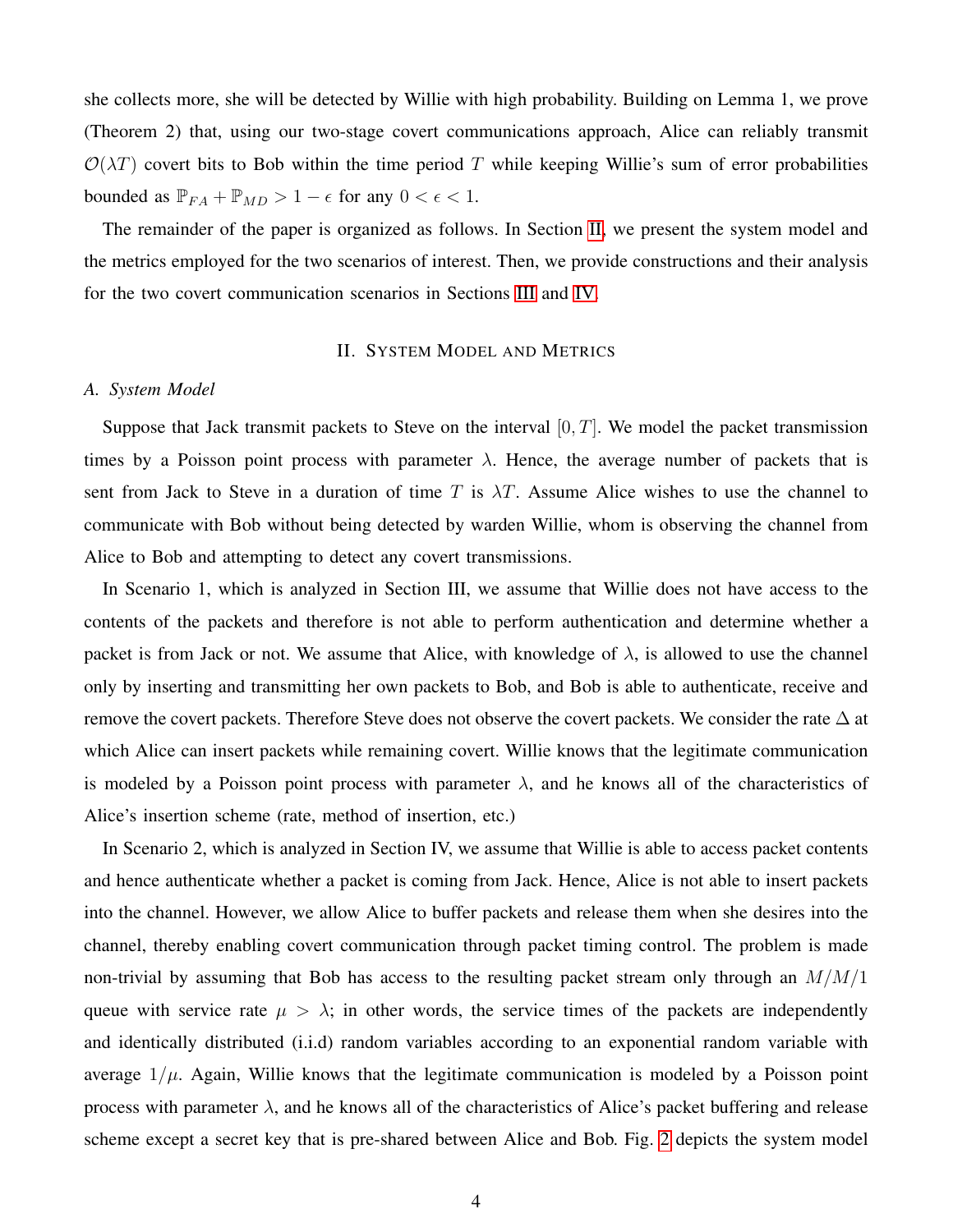she collects more, she will be detected by Willie with high probability. Building on Lemma 1, we prove (Theorem 2) that, using our two-stage covert communications approach, Alice can reliably transmit $\mathcal{O}(\lambda T)$ covert bits to Bob within the time period $T$ while keeping Willie's sum of error probabilities bounded as $\mathbb{P}_{FA} + \mathbb{P}_{MD} > 1 - \epsilon$ for any $0 < \epsilon < 1$.

The remainder of the paper is organized as follows. In Section II, we present the system model and the metrics employed for the two scenarios of interest. Then, we provide constructions and their analysis for the two covert communication scenarios in Sections III and IV.

## II. System Model and Metrics

### A. System Model

Suppose that Jack transmit packets to Steve on the interval $[0, T]$. We model the packet transmission times by a Poisson point process with parameter $\lambda$. Hence, the average number of packets that is sent from Jack to Steve in a duration of time $T$ is $\lambda T$. Assume Alice wishes to use the channel to communicate with Bob without being detected by warden Willie, whom is observing the channel from Alice to Bob and attempting to detect any covert transmissions.

In Scenario 1, which is analyzed in Section III, we assume that Willie does not have access to the contents of the packets and therefore is not able to perform authentication and determine whether a packet is from Jack or not. We assume that Alice, with knowledge of $\lambda$, is allowed to use the channel only by inserting and transmitting her own packets to Bob, and Bob is able to authenticate, receive and remove the covert packets. Therefore Steve does not observe the covert packets. We consider the rate $\Delta$ at which Alice can insert packets while remaining covert. Willie knows that the legitimate communication is modeled by a Poisson point process with parameter $\lambda$, and he knows all of the characteristics of Alice's insertion scheme (rate, method of insertion, etc.)

In Scenario 2, which is analyzed in Section IV, we assume that Willie is able to access packet contents and hence authenticate whether a packet is coming from Jack. Hence, Alice is not able to insert packets into the channel. However, we allow Alice to buffer packets and release them when she desires into the channel, thereby enabling covert communication through packet timing control. The problem is made non-trivial by assuming that Bob has access to the resulting packet stream only through an $M/M/1$ queue with service rate $\mu > \lambda$; in other words, the service times of the packets are independently and identically distributed (i.i.d) random variables according to an exponential random variable with average $1/\mu$. Again, Willie knows that the legitimate communication is modeled by a Poisson point process with parameter $\lambda$, and he knows all of the characteristics of Alice's packet buffering and release scheme except a secret key that is pre-shared between Alice and Bob. Fig. 2 depicts the system model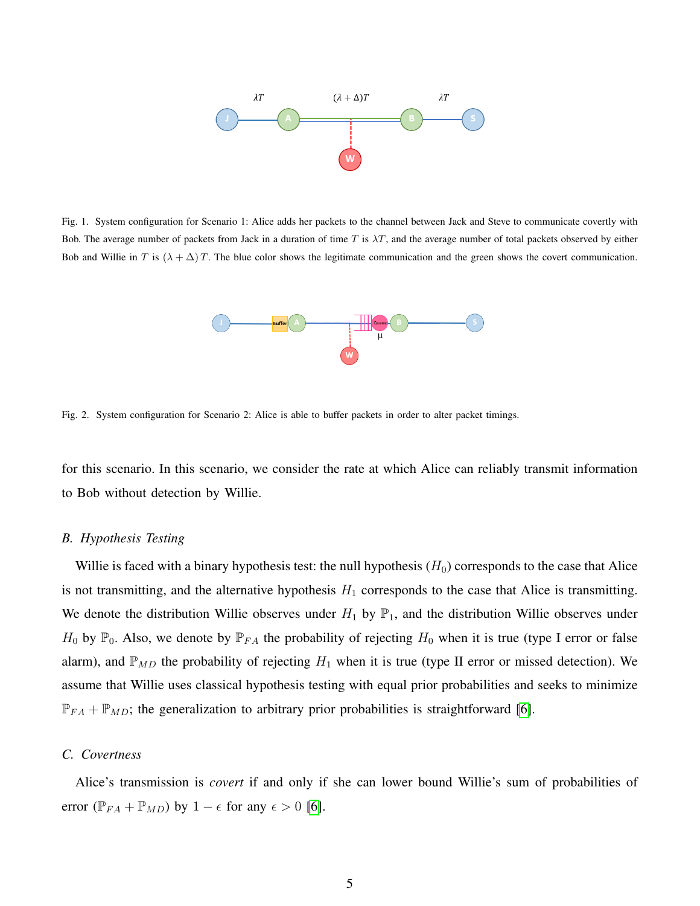Fig. 1. System configuration for Scenario 1: Alice adds her packets to the channel between Jack and Steve to communicate covertly with Bob. The average number of packets from Jack in a duration of time $T$ is $\lambda T$, and the average number of total packets observed by either Bob and Willie in $T$ is $(\lambda + \Delta)T$. The blue color shows the legitimate communication and the green shows the covert communication.

Fig. 2. System configuration for Scenario 2: Alice is able to buffer packets in order to alter packet timings.

for this scenario. In this scenario, we consider the rate at which Alice can reliably transmit information to Bob without detection by Willie.

### B. Hypothesis Testing

Willie is faced with a binary hypothesis test: the null hypothesis ($H_0$) corresponds to the case that Alice is not transmitting, and the alternative hypothesis $H_1$ corresponds to the case that Alice is transmitting. We denote the distribution Willie observes under $H_1$ by $\mathbb{P}_1$, and the distribution Willie observes under $H_0$ by $\mathbb{P}_0$. Also, we denote by $\mathbb{P}_{FA}$ the probability of rejecting $H_0$ when it is true (type I error or false alarm), and $\mathbb{P}_{MD}$ the probability of rejecting $H_1$ when it is true (type II error or missed detection). We assume that Willie uses classical hypothesis testing with equal prior probabilities and seeks to minimize $\mathbb{P}_{FA} + \mathbb{P}_{MD}$; the generalization to arbitrary prior probabilities is straightforward [6].

### C. Covertness

Alice's transmission is *covert* if and only if she can lower bound Willie's sum of probabilities of error ($\mathbb{P}_{FA} + \mathbb{P}_{MD}$) by $1 - \epsilon$ for any $\epsilon > 0$ [6].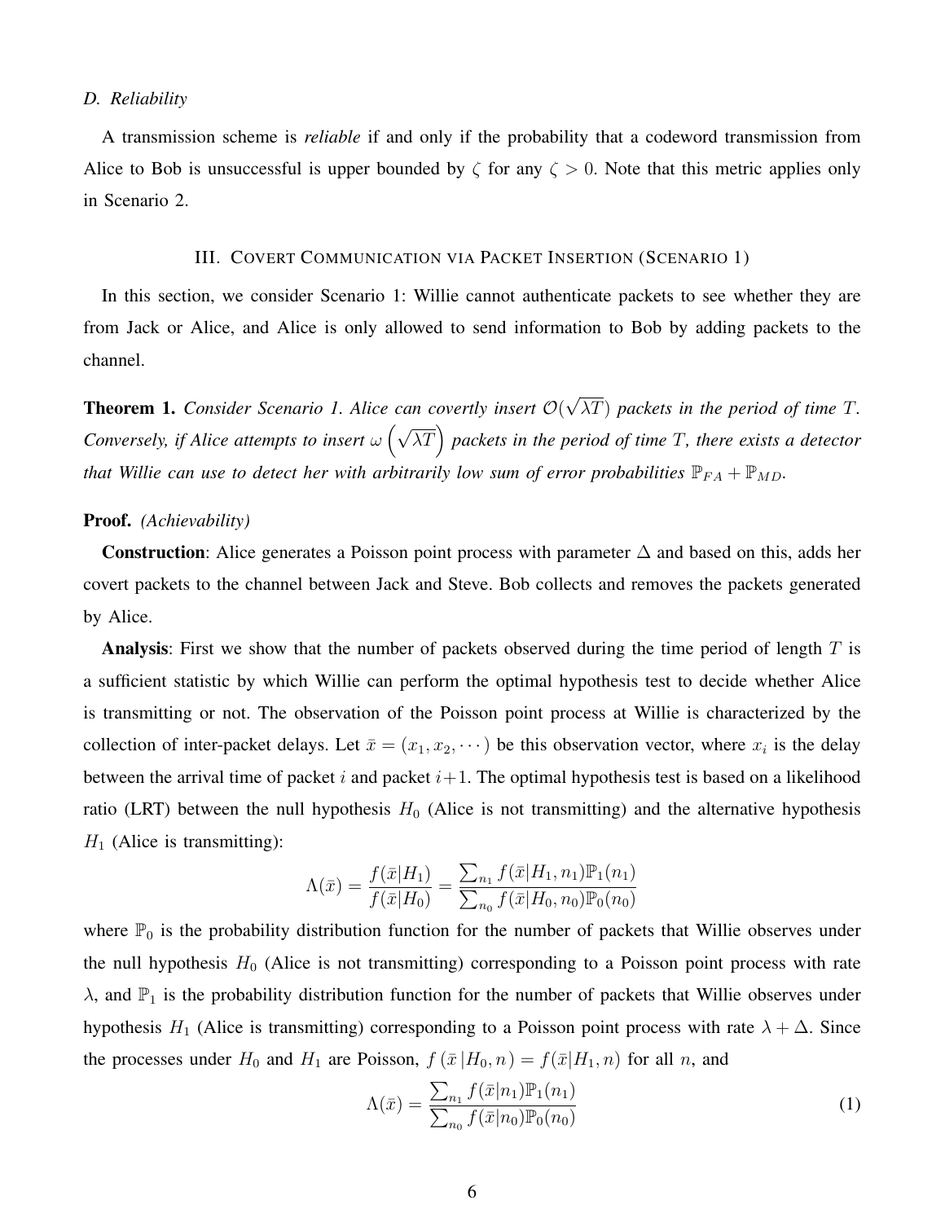### D. Reliability

A transmission scheme is *reliable* if and only if the probability that a codeword transmission from Alice to Bob is unsuccessful is upper bounded by $\zeta$ for any $\zeta > 0$. Note that this metric applies only in Scenario 2.

## III. Covert Communication via Packet Insertion (Scenario 1)

In this section, we consider Scenario 1: Willie cannot authenticate packets to see whether they are from Jack or Alice, and Alice is only allowed to send information to Bob by adding packets to the channel.

**Theorem 1.** *Consider Scenario 1. Alice can covertly insert $\mathcal{O}(\sqrt{\lambda T})$ packets in the period of time $T$. Conversely, if Alice attempts to insert $\omega\left(\sqrt{\lambda T}\right)$ packets in the period of time $T$, there exists a detector that Willie can use to detect her with arbitrarily low sum of error probabilities $\mathbb{P}_{FA} + \mathbb{P}_{MD}$.*

**Proof.** *(Achievability)*

**Construction**: Alice generates a Poisson point process with parameter $\Delta$ and based on this, adds her covert packets to the channel between Jack and Steve. Bob collects and removes the packets generated by Alice.

**Analysis**: First we show that the number of packets observed during the time period of length $T$ is a sufficient statistic by which Willie can perform the optimal hypothesis test to decide whether Alice is transmitting or not. The observation of the Poisson point process at Willie is characterized by the collection of inter-packet delays. Let $\bar{x} = (x_1, x_2, \cdots)$ be this observation vector, where $x_i$ is the delay between the arrival time of packet $i$ and packet $i+1$. The optimal hypothesis test is based on a likelihood ratio (LRT) between the null hypothesis $H_0$ (Alice is not transmitting) and the alternative hypothesis $H_1$ (Alice is transmitting):

$$\Lambda(\bar{x}) = \frac{f(\bar{x}|H_1)}{f(\bar{x}|H_0)} = \frac{\sum_{n_1} f(\bar{x}|H_1, n_1)\mathbb{P}_1(n_1)}{\sum_{n_0} f(\bar{x}|H_0, n_0)\mathbb{P}_0(n_0)}$$

where $\mathbb{P}_0$ is the probability distribution function for the number of packets that Willie observes under the null hypothesis $H_0$ (Alice is not transmitting) corresponding to a Poisson point process with rate $\lambda$, and $\mathbb{P}_1$ is the probability distribution function for the number of packets that Willie observes under hypothesis $H_1$ (Alice is transmitting) corresponding to a Poisson point process with rate $\lambda + \Delta$. Since the processes under $H_0$ and $H_1$ are Poisson, $f(\bar{x}|H_0, n) = f(\bar{x}|H_1, n)$ for all $n$, and

$$\Lambda(\bar{x}) = \frac{\sum_{n_1} f(\bar{x}|n_1)\mathbb{P}_1(n_1)}{\sum_{n_0} f(\bar{x}|n_0)\mathbb{P}_0(n_0)} \tag{1}$$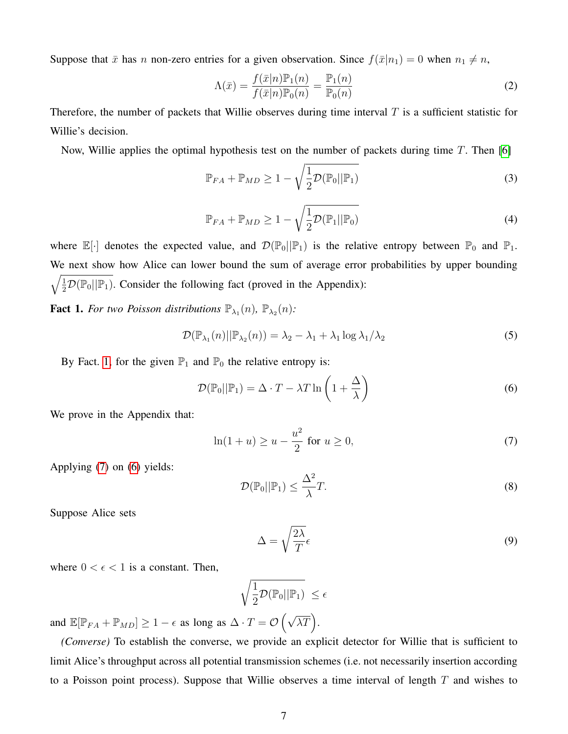Suppose that $\bar{x}$ has $n$ non-zero entries for a given observation. Since $f(\bar{x}|n_1) = 0$ when $n_1 \neq n$,

$$\Lambda(\bar{x}) = \frac{f(\bar{x}|n)\mathbb{P}_1(n)}{f(\bar{x}|n)\mathbb{P}_0(n)} = \frac{\mathbb{P}_1(n)}{\mathbb{P}_0(n)} \tag{2}$$

Therefore, the number of packets that Willie observes during time interval $T$ is a sufficient statistic for Willie's decision.

Now, Willie applies the optimal hypothesis test on the number of packets during time $T$. Then [6]

$$\mathbb{P}_{FA} + \mathbb{P}_{MD} \geq 1 - \sqrt{\frac{1}{2}\mathcal{D}(\mathbb{P}_0||\mathbb{P}_1)} \tag{3}$$

$$\mathbb{P}_{FA} + \mathbb{P}_{MD} \geq 1 - \sqrt{\frac{1}{2}\mathcal{D}(\mathbb{P}_1||\mathbb{P}_0)} \tag{4}$$

where $\mathbb{E}[\cdot]$ denotes the expected value, and $\mathcal{D}(\mathbb{P}_0||\mathbb{P}_1)$ is the relative entropy between $\mathbb{P}_0$ and $\mathbb{P}_1$. We next show how Alice can lower bound the sum of average error probabilities by upper bounding $\sqrt{\frac{1}{2}\mathcal{D}(\mathbb{P}_0||\mathbb{P}_1)}$. Consider the following fact (proved in the Appendix):

**Fact 1.** *For two Poisson distributions $\mathbb{P}_{\lambda_1}(n)$, $\mathbb{P}_{\lambda_2}(n)$:*

$$\mathcal{D}(\mathbb{P}_{\lambda_1}(n)||\mathbb{P}_{\lambda_2}(n)) = \lambda_2 - \lambda_1 + \lambda_1 \log \lambda_1/\lambda_2 \tag{5}$$

By Fact. 1, for the given $\mathbb{P}_1$ and $\mathbb{P}_0$ the relative entropy is:

$$\mathcal{D}(\mathbb{P}_0||\mathbb{P}_1) = \Delta \cdot T - \lambda T \ln\left(1 + \frac{\Delta}{\lambda}\right) \tag{6}$$

We prove in the Appendix that:

$$\ln(1+u) \geq u - \frac{u^2}{2} \text{ for } u \geq 0, \tag{7}$$

Applying (7) on (6) yields:

$$\mathcal{D}(\mathbb{P}_0||\mathbb{P}_1) \leq \frac{\Delta^2}{\lambda}T. \tag{8}$$

Suppose Alice sets

$$\Delta = \sqrt{\frac{2\lambda}{T}}\epsilon \tag{9}$$

where $0 < \epsilon < 1$ is a constant. Then,

$$\sqrt{\frac{1}{2}\mathcal{D}(\mathbb{P}_0||\mathbb{P}_1)} \leq \epsilon$$

and $\mathbb{E}[\mathbb{P}_{FA} + \mathbb{P}_{MD}] \geq 1 - \epsilon$ as long as $\Delta \cdot T = \mathcal{O}\left(\sqrt{\lambda T}\right)$.

*(Converse)* To establish the converse, we provide an explicit detector for Willie that is sufficient to limit Alice's throughput across all potential transmission schemes (i.e. not necessarily insertion according to a Poisson point process). Suppose that Willie observes a time interval of length $T$ and wishes to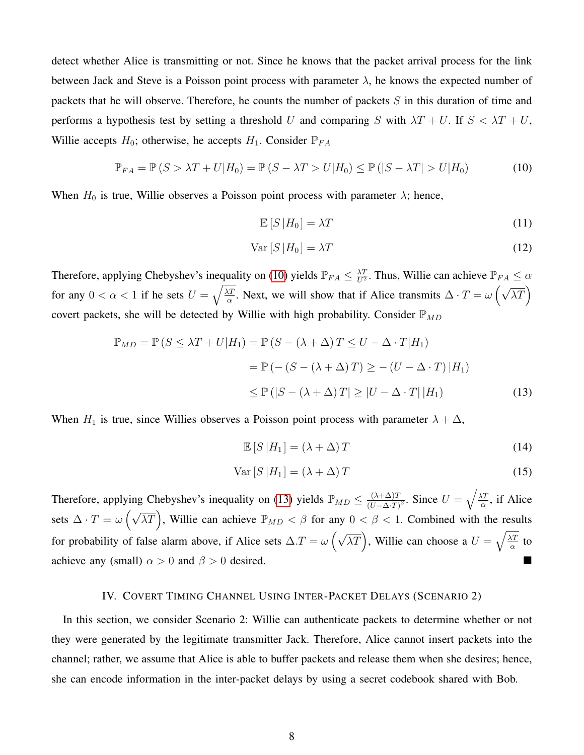detect whether Alice is transmitting or not. Since he knows that the packet arrival process for the link between Jack and Steve is a Poisson point process with parameter $\lambda$, he knows the expected number of packets that he will observe. Therefore, he counts the number of packets $S$ in this duration of time and performs a hypothesis test by setting a threshold $U$ and comparing $S$ with $\lambda T + U$. If $S < \lambda T + U$, Willie accepts $H_0$; otherwise, he accepts $H_1$. Consider $\mathbb{P}_{FA}$

$$\mathbb{P}_{FA} = \mathbb{P}\left(S > \lambda T + U | H_0\right) = \mathbb{P}\left(S - \lambda T > U | H_0\right) \leq \mathbb{P}\left(|S - \lambda T| > U | H_0\right) \tag{10}$$

When $H_0$ is true, Willie observes a Poisson point process with parameter $\lambda$; hence,

$$\mathbb{E}\left[S \,| H_0\right] = \lambda T \tag{11}$$

$$\mathrm{Var}\left[S \,| H_0\right] = \lambda T \tag{12}$$

Therefore, applying Chebyshev's inequality on (10) yields $\mathbb{P}_{FA} \leq \frac{\lambda T}{U^2}$. Thus, Willie can achieve $\mathbb{P}_{FA} \leq \alpha$ for any $0 < \alpha < 1$ if he sets $U = \sqrt{\frac{\lambda T}{\alpha}}$. Next, we will show that if Alice transmits $\Delta \cdot T = \omega\left(\sqrt{\lambda T}\right)$ covert packets, she will be detected by Willie with high probability. Consider $\mathbb{P}_{MD}$

$$\begin{aligned}
\mathbb{P}_{MD} = \mathbb{P}\left(S \leq \lambda T + U | H_1\right) &= \mathbb{P}\left(S - \left(\lambda + \Delta\right) T \leq U - \Delta \cdot T | H_1\right) \\
&= \mathbb{P}\left(-\left(S - \left(\lambda + \Delta\right) T\right) \geq -\left(U - \Delta \cdot T\right) | H_1\right) \\
&\leq \mathbb{P}\left(\left|S - \left(\lambda + \Delta\right) T\right| \geq \left|U - \Delta \cdot T\right| | H_1\right)
\end{aligned} \tag{13}$$

When $H_1$ is true, since Willies observes a Poisson point process with parameter $\lambda + \Delta$,

$$\mathbb{E}\left[S \,| H_1\right] = \left(\lambda + \Delta\right) T \tag{14}$$

$$\mathrm{Var}\left[S \,| H_1\right] = \left(\lambda + \Delta\right) T \tag{15}$$

Therefore, applying Chebyshev's inequality on (13) yields $\mathbb{P}_{MD} \leq \frac{(\lambda+\Delta)T}{(U - \Delta \cdot T)^2}$. Since $U = \sqrt{\frac{\lambda T}{\alpha}}$, if Alice sets $\Delta \cdot T = \omega\left(\sqrt{\lambda T}\right)$, Willie can achieve $\mathbb{P}_{MD} < \beta$ for any $0 < \beta < 1$. Combined with the results for probability of false alarm above, if Alice sets $\Delta . T = \omega\left(\sqrt{\lambda T}\right)$, Willie can choose a $U = \sqrt{\frac{\lambda T}{\alpha}}$ to achieve any (small) $\alpha > 0$ and $\beta > 0$ desired. ∎

## IV. Covert Timing Channel Using Inter-Packet Delays (Scenario 2)

In this section, we consider Scenario 2: Willie can authenticate packets to determine whether or not they were generated by the legitimate transmitter Jack. Therefore, Alice cannot insert packets into the channel; rather, we assume that Alice is able to buffer packets and release them when she desires; hence, she can encode information in the inter-packet delays by using a secret codebook shared with Bob.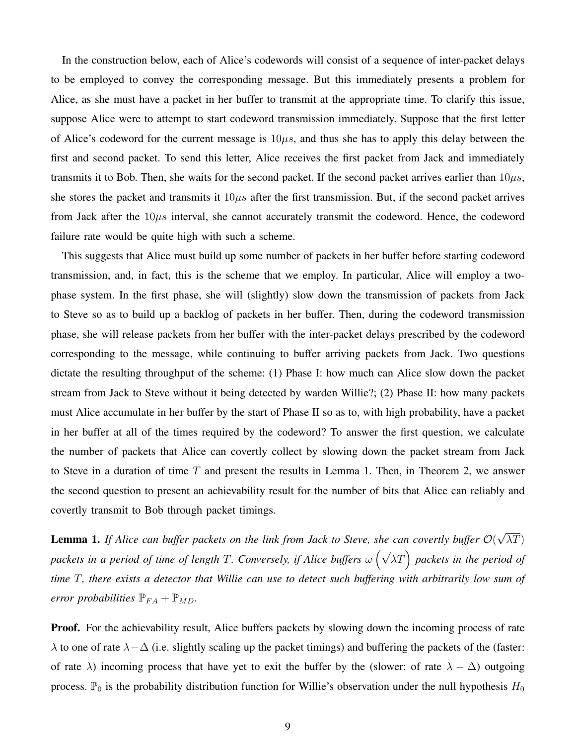In the construction below, each of Alice's codewords will consist of a sequence of inter-packet delays to be employed to convey the corresponding message. But this immediately presents a problem for Alice, as she must have a packet in her buffer to transmit at the appropriate time. To clarify this issue, suppose Alice were to attempt to start codeword transmission immediately. Suppose that the first letter of Alice's codeword for the current message is $10\mu s$, and thus she has to apply this delay between the first and second packet. To send this letter, Alice receives the first packet from Jack and immediately transmits it to Bob. Then, she waits for the second packet. If the second packet arrives earlier than $10\mu s$, she stores the packet and transmits it $10\mu s$ after the first transmission. But, if the second packet arrives from Jack after the $10\mu s$ interval, she cannot accurately transmit the codeword. Hence, the codeword failure rate would be quite high with such a scheme.

This suggests that Alice must build up some number of packets in her buffer before starting codeword transmission, and, in fact, this is the scheme that we employ. In particular, Alice will employ a two-phase system. In the first phase, she will (slightly) slow down the transmission of packets from Jack to Steve so as to build up a backlog of packets in her buffer. Then, during the codeword transmission phase, she will release packets from her buffer with the inter-packet delays prescribed by the codeword corresponding to the message, while continuing to buffer arriving packets from Jack. Two questions dictate the resulting throughput of the scheme: (1) Phase I: how much can Alice slow down the packet stream from Jack to Steve without it being detected by warden Willie?; (2) Phase II: how many packets must Alice accumulate in her buffer by the start of Phase II so as to, with high probability, have a packet in her buffer at all of the times required by the codeword? To answer the first question, we calculate the number of packets that Alice can covertly collect by slowing down the packet stream from Jack to Steve in a duration of time $T$ and present the results in Lemma 1. Then, in Theorem 2, we answer the second question to present an achievability result for the number of bits that Alice can reliably and covertly transmit to Bob through packet timings.

**Lemma 1.** *If Alice can buffer packets on the link from Jack to Steve, she can covertly buffer $\mathcal{O}(\sqrt{\lambda T})$ packets in a period of time of length $T$. Conversely, if Alice buffers $\omega\left(\sqrt{\lambda T}\right)$ packets in the period of time $T$, there exists a detector that Willie can use to detect such buffering with arbitrarily low sum of error probabilities $\mathbb{P}_{FA} + \mathbb{P}_{MD}$.*

**Proof.** For the achievability result, Alice buffers packets by slowing down the incoming process of rate $\lambda$ to one of rate $\lambda - \Delta$ (i.e. slightly scaling up the packet timings) and buffering the packets of the (faster: of rate $\lambda$) incoming process that have yet to exit the buffer by the (slower: of rate $\lambda - \Delta$) outgoing process. $\mathbb{P}_0$ is the probability distribution function for Willie's observation under the null hypothesis $H_0$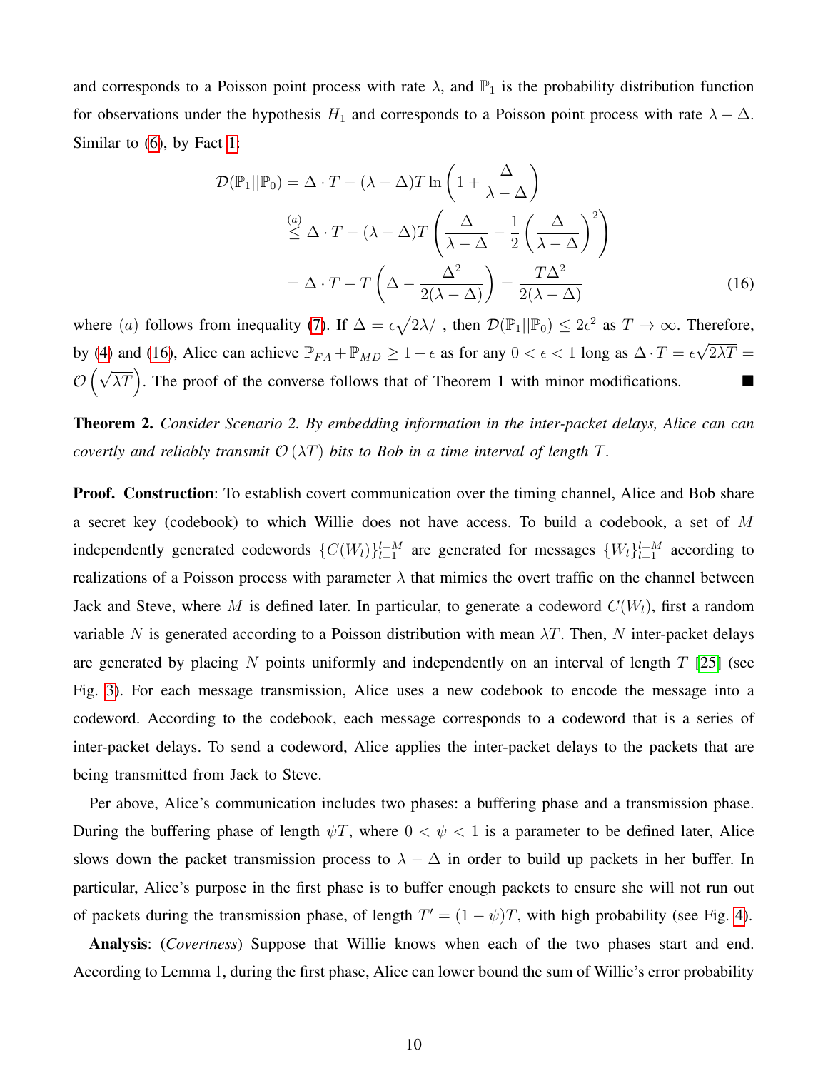and corresponds to a Poisson point process with rate $\lambda$, and $\mathbb{P}_1$ is the probability distribution function for observations under the hypothesis $H_1$ and corresponds to a Poisson point process with rate $\lambda - \Delta$. Similar to (6), by Fact 1:

$$
\begin{aligned}
\mathcal{D}(\mathbb{P}_1||\mathbb{P}_0) &= \Delta \cdot T - (\lambda - \Delta) T \ln\left(1 + \frac{\Delta}{\lambda - \Delta}\right) \\
&\overset{(a)}{\leq} \Delta \cdot T - (\lambda - \Delta) T \left(\frac{\Delta}{\lambda - \Delta} - \frac{1}{2}\left(\frac{\Delta}{\lambda - \Delta}\right)^2\right) \\
&= \Delta \cdot T - T\left(\Delta - \frac{\Delta^2}{2(\lambda - \Delta)}\right) = \frac{T\Delta^2}{2(\lambda - \Delta)}
\end{aligned} \tag{16}
$$

where $(a)$ follows from inequality (7). If $\Delta = \epsilon\sqrt{2\lambda/}$ , then $\mathcal{D}(\mathbb{P}_1||\mathbb{P}_0) \leq 2\epsilon^2$ as $T \to \infty$. Therefore, by (4) and (16), Alice can achieve $\mathbb{P}_{FA} + \mathbb{P}_{MD} \geq 1 - \epsilon$ as for any $0 < \epsilon < 1$ long as $\Delta \cdot T = \epsilon\sqrt{2\lambda T} = \mathcal{O}\left(\sqrt{\lambda T}\right)$. The proof of the converse follows that of Theorem 1 with minor modifications. ■

**Theorem 2.** *Consider Scenario 2. By embedding information in the inter-packet delays, Alice can can covertly and reliably transmit $\mathcal{O}(\lambda T)$ bits to Bob in a time interval of length $T$.*

**Proof. Construction**: To establish covert communication over the timing channel, Alice and Bob share a secret key (codebook) to which Willie does not have access. To build a codebook, a set of $M$ independently generated codewords $\{C(W_l)\}_{l=1}^{l=M}$ are generated for messages $\{W_l\}_{l=1}^{l=M}$ according to realizations of a Poisson process with parameter $\lambda$ that mimics the overt traffic on the channel between Jack and Steve, where $M$ is defined later. In particular, to generate a codeword $C(W_l)$, first a random variable $N$ is generated according to a Poisson distribution with mean $\lambda T$. Then, $N$ inter-packet delays are generated by placing $N$ points uniformly and independently on an interval of length $T$ [25] (see Fig. 3). For each message transmission, Alice uses a new codebook to encode the message into a codeword. According to the codebook, each message corresponds to a codeword that is a series of inter-packet delays. To send a codeword, Alice applies the inter-packet delays to the packets that are being transmitted from Jack to Steve.

Per above, Alice's communication includes two phases: a buffering phase and a transmission phase. During the buffering phase of length $\psi T$, where $0 < \psi < 1$ is a parameter to be defined later, Alice slows down the packet transmission process to $\lambda - \Delta$ in order to build up packets in her buffer. In particular, Alice's purpose in the first phase is to buffer enough packets to ensure she will not run out of packets during the transmission phase, of length $T' = (1 - \psi)T$, with high probability (see Fig. 4).

**Analysis**: (*Covertness*) Suppose that Willie knows when each of the two phases start and end. According to Lemma 1, during the first phase, Alice can lower bound the sum of Willie's error probability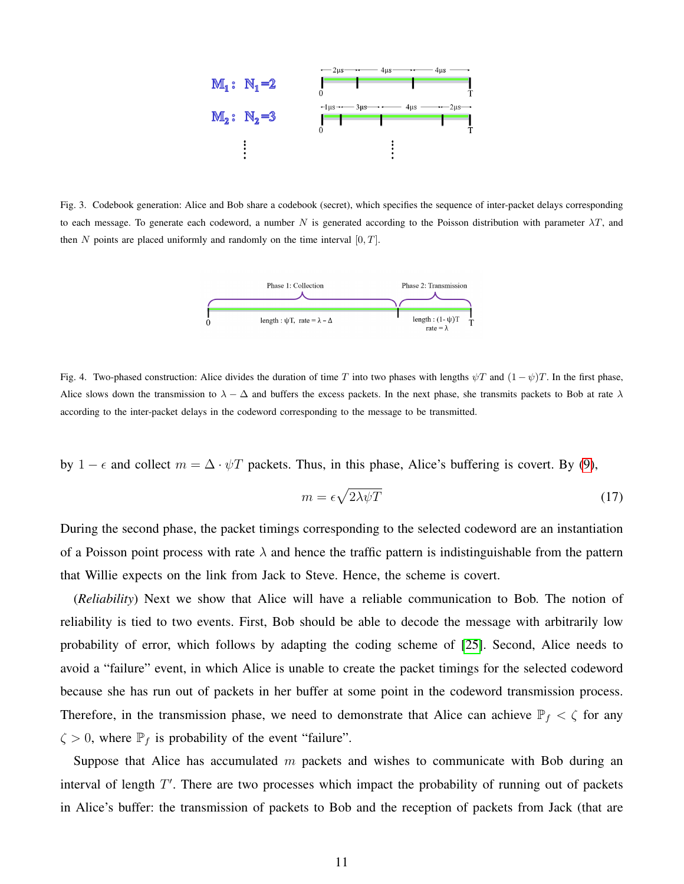Fig. 3. Codebook generation: Alice and Bob share a codebook (secret), which specifies the sequence of inter-packet delays corresponding to each message. To generate each codeword, a number $N$ is generated according to the Poisson distribution with parameter $\lambda T$, and then $N$ points are placed uniformly and randomly on the time interval $[0, T]$.

Fig. 4. Two-phased construction: Alice divides the duration of time $T$ into two phases with lengths $\psi T$ and $(1-\psi)T$. In the first phase, Alice slows down the transmission to $\lambda - \Delta$ and buffers the excess packets. In the next phase, she transmits packets to Bob at rate $\lambda$ according to the inter-packet delays in the codeword corresponding to the message to be transmitted.

by $1-\epsilon$ and collect $m = \Delta \cdot \psi T$ packets. Thus, in this phase, Alice's buffering is covert. By (9),

$$m = \epsilon\sqrt{2\lambda\psi T} \tag{17}$$

During the second phase, the packet timings corresponding to the selected codeword are an instantiation of a Poisson point process with rate $\lambda$ and hence the traffic pattern is indistinguishable from the pattern that Willie expects on the link from Jack to Steve. Hence, the scheme is covert.

(*Reliability*) Next we show that Alice will have a reliable communication to Bob. The notion of reliability is tied to two events. First, Bob should be able to decode the message with arbitrarily low probability of error, which follows by adapting the coding scheme of [25]. Second, Alice needs to avoid a "failure" event, in which Alice is unable to create the packet timings for the selected codeword because she has run out of packets in her buffer at some point in the codeword transmission process. Therefore, in the transmission phase, we need to demonstrate that Alice can achieve $\mathbb{P}_f < \zeta$ for any $\zeta > 0$, where $\mathbb{P}_f$ is probability of the event "failure".

Suppose that Alice has accumulated $m$ packets and wishes to communicate with Bob during an interval of length $T'$. There are two processes which impact the probability of running out of packets in Alice's buffer: the transmission of packets to Bob and the reception of packets from Jack (that are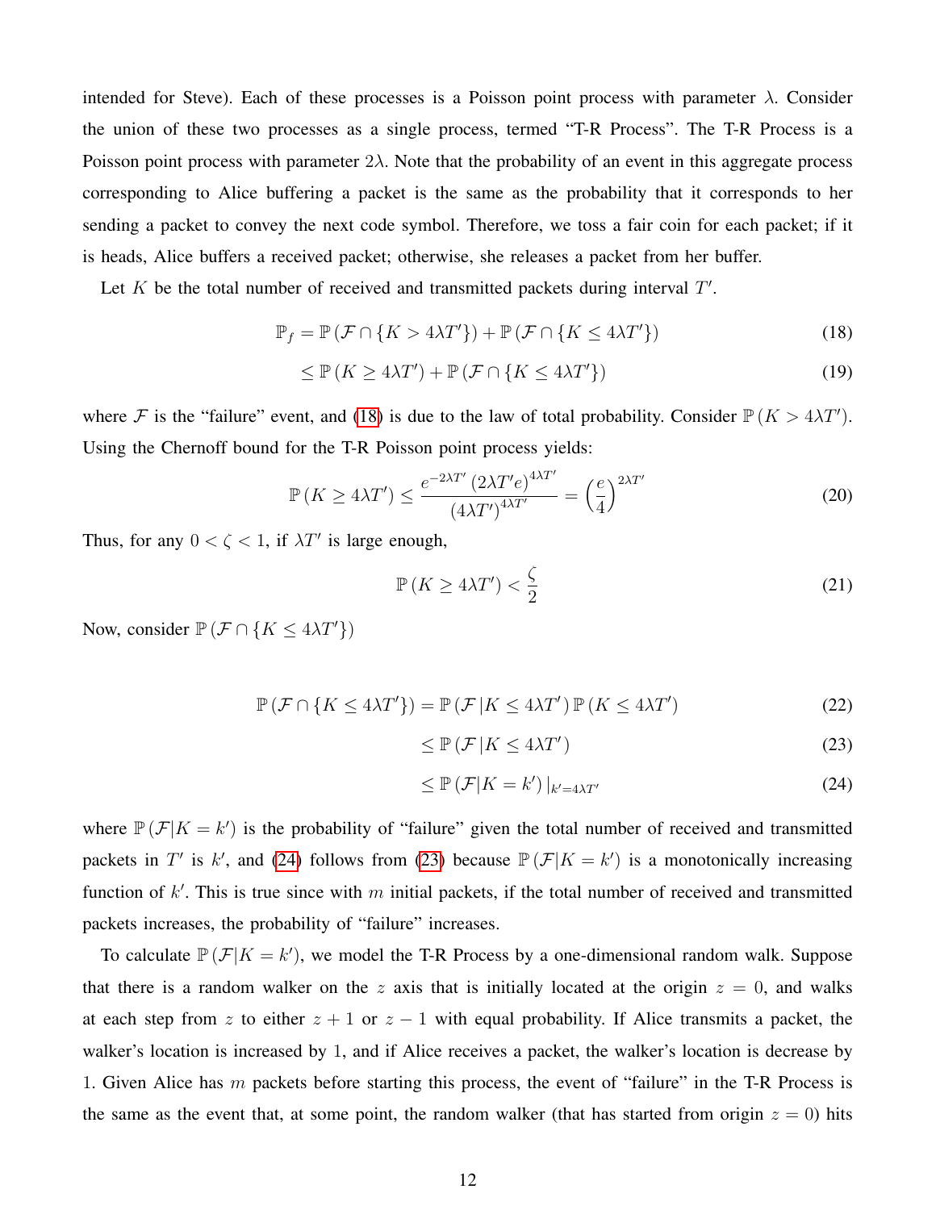intended for Steve). Each of these processes is a Poisson point process with parameter $\lambda$. Consider the union of these two processes as a single process, termed "T-R Process". The T-R Process is a Poisson point process with parameter $2\lambda$. Note that the probability of an event in this aggregate process corresponding to Alice buffering a packet is the same as the probability that it corresponds to her sending a packet to convey the next code symbol. Therefore, we toss a fair coin for each packet; if it is heads, Alice buffers a received packet; otherwise, she releases a packet from her buffer.

Let $K$ be the total number of received and transmitted packets during interval $T'$.

$$\mathbb{P}_f = \mathbb{P}\left(\mathcal{F} \cap \{K > 4\lambda T'\}\right) + \mathbb{P}\left(\mathcal{F} \cap \{K \leq 4\lambda T'\}\right) \tag{18}$$

$$\leq \mathbb{P}\left(K \geq 4\lambda T'\right) + \mathbb{P}\left(\mathcal{F} \cap \{K \leq 4\lambda T'\}\right) \tag{19}$$

where $\mathcal{F}$ is the "failure" event, and (18) is due to the law of total probability. Consider $\mathbb{P}\left(K > 4\lambda T'\right)$. Using the Chernoff bound for the T-R Poisson point process yields:

$$\mathbb{P}\left(K \geq 4\lambda T'\right) \leq \frac{e^{-2\lambda T'}\left(2\lambda T' e\right)^{4\lambda T'}}{\left(4\lambda T'\right)^{4\lambda T'}} = \left(\frac{e}{4}\right)^{2\lambda T'} \tag{20}$$

Thus, for any $0 < \zeta < 1$, if $\lambda T'$ is large enough,

$$\mathbb{P}\left(K \geq 4\lambda T'\right) < \frac{\zeta}{2} \tag{21}$$

Now, consider $\mathbb{P}\left(\mathcal{F} \cap \{K \leq 4\lambda T'\}\right)$

$$\mathbb{P}\left(\mathcal{F} \cap \{K \leq 4\lambda T'\}\right) = \mathbb{P}\left(\mathcal{F} | K \leq 4\lambda T'\right)\mathbb{P}\left(K \leq 4\lambda T'\right) \tag{22}$$

$$\leq \mathbb{P}\left(\mathcal{F} | K \leq 4\lambda T'\right) \tag{23}$$

$$\leq \mathbb{P}\left(\mathcal{F} | K = k'\right)|_{k'=4\lambda T'} \tag{24}$$

where $\mathbb{P}\left(\mathcal{F} | K = k'\right)$ is the probability of "failure" given the total number of received and transmitted packets in $T'$ is $k'$, and (24) follows from (23) because $\mathbb{P}\left(\mathcal{F} | K = k'\right)$ is a monotonically increasing function of $k'$. This is true since with $m$ initial packets, if the total number of received and transmitted packets increases, the probability of "failure" increases.

To calculate $\mathbb{P}\left(\mathcal{F} | K = k'\right)$, we model the T-R Process by a one-dimensional random walk. Suppose that there is a random walker on the $z$ axis that is initially located at the origin $z = 0$, and walks at each step from $z$ to either $z + 1$ or $z - 1$ with equal probability. If Alice transmits a packet, the walker's location is increased by 1, and if Alice receives a packet, the walker's location is decrease by 1. Given Alice has $m$ packets before starting this process, the event of "failure" in the T-R Process is the same as the event that, at some point, the random walker (that has started from origin $z = 0$) hits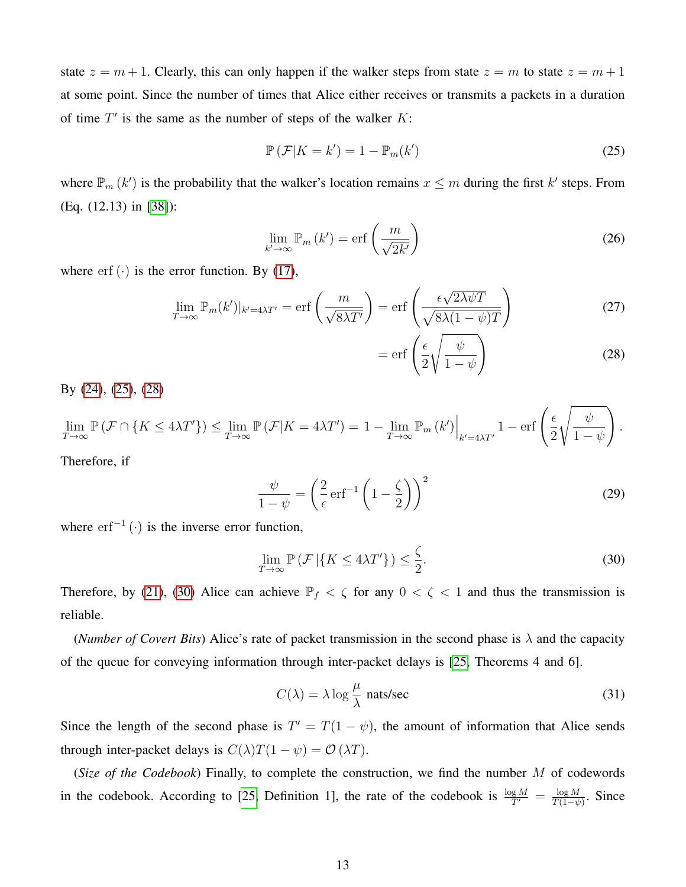state $z = m+1$. Clearly, this can only happen if the walker steps from state $z = m$ to state $z = m+1$ at some point. Since the number of times that Alice either receives or transmits a packets in a duration of time $T'$ is the same as the number of steps of the walker $K$:

$$\mathbb{P}\left(\mathcal{F}|K = k'\right) = 1 - \mathbb{P}_m(k') \tag{25}$$

where $\mathbb{P}_m\left(k'\right)$ is the probability that the walker's location remains $x \leq m$ during the first $k'$ steps. From (Eq. (12.13) in [38]):

$$\lim_{k' \to \infty} \mathbb{P}_m\left(k'\right) = \operatorname{erf}\left(\frac{m}{\sqrt{2k'}}\right) \tag{26}$$

where $\operatorname{erf}\left(\cdot\right)$ is the error function. By (17),

$$\lim_{T \to \infty} \mathbb{P}_m(k')|_{k'=4\lambda T'} = \operatorname{erf}\left(\frac{m}{\sqrt{8\lambda T'}}\right) = \operatorname{erf}\left(\frac{\epsilon\sqrt{2\lambda\psi T}}{\sqrt{8\lambda(1-\psi)T}}\right) \tag{27}$$

$$= \operatorname{erf}\left(\frac{\epsilon}{2}\sqrt{\frac{\psi}{1-\psi}}\right) \tag{28}$$

By (24), (25), (28)

$$\lim_{T \to \infty} \mathbb{P}\left(\mathcal{F} \cap \{K \leq 4\lambda T'\}\right) \leq \lim_{T \to \infty} \mathbb{P}\left(\mathcal{F}|K = 4\lambda T'\right) = 1 - \lim_{T \to \infty} \mathbb{P}_m\left(k'\right)\Big|_{k'=4\lambda T'} 1 - \operatorname{erf}\left(\frac{\epsilon}{2}\sqrt{\frac{\psi}{1-\psi}}\right).$$

Therefore, if

$$\frac{\psi}{1-\psi} = \left(\frac{2}{\epsilon}\operatorname{erf}^{-1}\left(1 - \frac{\zeta}{2}\right)\right)^2 \tag{29}$$

where $\operatorname{erf}^{-1}\left(\cdot\right)$ is the inverse error function,

$$\lim_{T \to \infty} \mathbb{P}\left(\mathcal{F}\left|\{K \leq 4\lambda T'\}\right.\right) \leq \frac{\zeta}{2}. \tag{30}$$

Therefore, by (21), (30) Alice can achieve $\mathbb{P}_f < \zeta$ for any $0 < \zeta < 1$ and thus the transmission is reliable.

(*Number of Covert Bits*) Alice's rate of packet transmission in the second phase is $\lambda$ and the capacity of the queue for conveying information through inter-packet delays is [25, Theorems 4 and 6].

$$C(\lambda) = \lambda \log\frac{\mu}{\lambda} \text{ nats/sec} \tag{31}$$

Since the length of the second phase is $T' = T(1-\psi)$, the amount of information that Alice sends through inter-packet delays is $C(\lambda)T(1-\psi) = \mathcal{O}\left(\lambda T\right)$.

(*Size of the Codebook*) Finally, to complete the construction, we find the number $M$ of codewords in the codebook. According to [25, Definition 1], the rate of the codebook is $\frac{\log M}{T'} = \frac{\log M}{T(1-\psi)}$. Since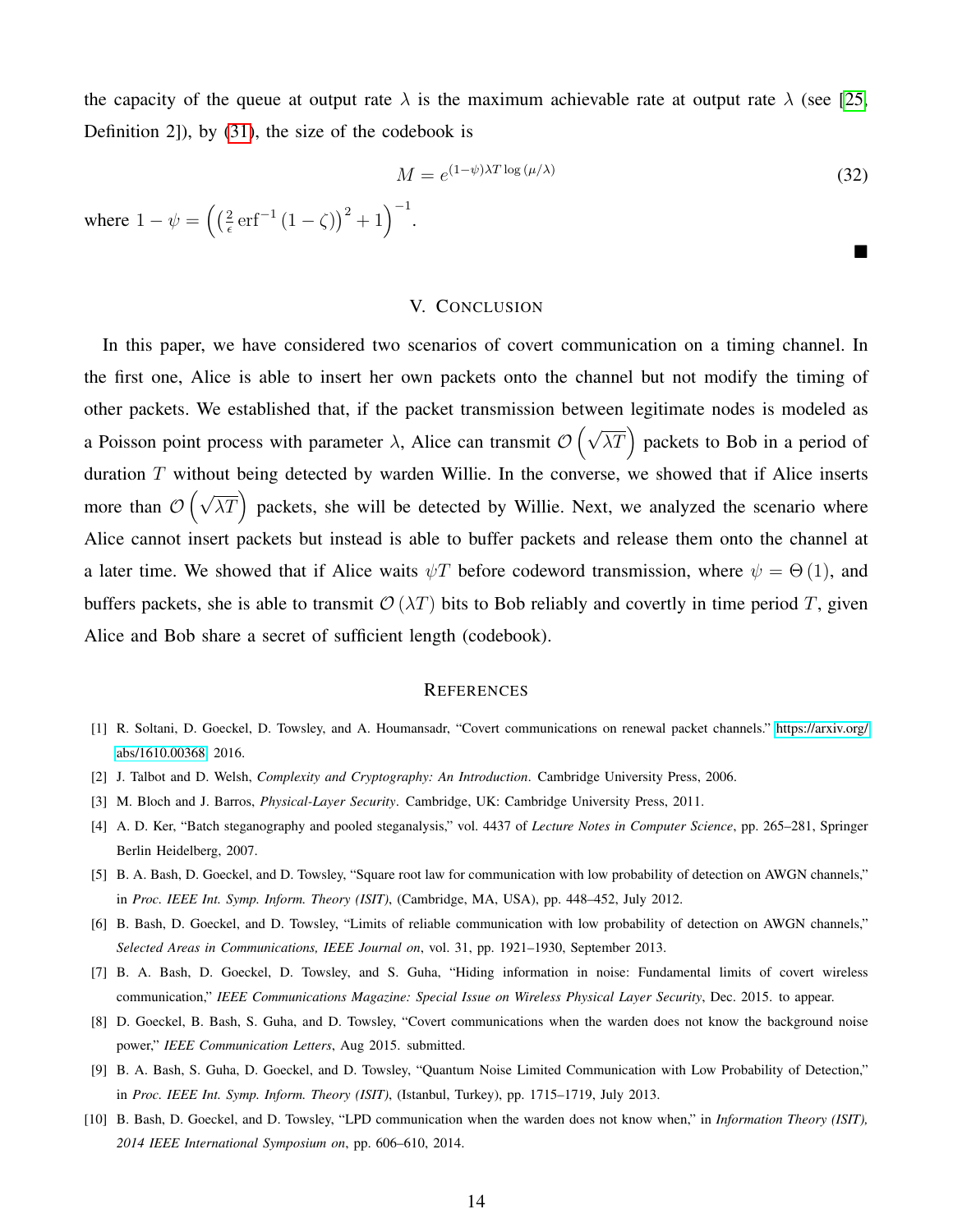the capacity of the queue at output rate $\lambda$ is the maximum achievable rate at output rate $\lambda$ (see [25, Definition 2]), by (31), the size of the codebook is

$$M = e^{(1-\psi)\lambda T \log(\mu/\lambda)} \tag{32}$$

where $1 - \psi = \left( \left( \frac{2}{\epsilon} \operatorname{erf}^{-1}(1-\zeta) \right)^2 + 1 \right)^{-1}$.

■

## V. Conclusion

In this paper, we have considered two scenarios of covert communication on a timing channel. In the first one, Alice is able to insert her own packets onto the channel but not modify the timing of other packets. We established that, if the packet transmission between legitimate nodes is modeled as a Poisson point process with parameter $\lambda$, Alice can transmit $\mathcal{O}\left(\sqrt{\lambda T}\right)$ packets to Bob in a period of duration $T$ without being detected by warden Willie. In the converse, we showed that if Alice inserts more than $\mathcal{O}\left(\sqrt{\lambda T}\right)$ packets, she will be detected by Willie. Next, we analyzed the scenario where Alice cannot insert packets but instead is able to buffer packets and release them onto the channel at a later time. We showed that if Alice waits $\psi T$ before codeword transmission, where $\psi = \Theta(1)$, and buffers packets, she is able to transmit $\mathcal{O}(\lambda T)$ bits to Bob reliably and covertly in time period $T$, given Alice and Bob share a secret of sufficient length (codebook).

## References

[1] R. Soltani, D. Goeckel, D. Towsley, and A. Houmansadr, "Covert communications on renewal packet channels." https://arxiv.org/abs/1610.00368, 2016.

[2] J. Talbot and D. Welsh, *Complexity and Cryptography: An Introduction*. Cambridge University Press, 2006.

[3] M. Bloch and J. Barros, *Physical-Layer Security*. Cambridge, UK: Cambridge University Press, 2011.

[4] A. D. Ker, "Batch steganography and pooled steganalysis," vol. 4437 of *Lecture Notes in Computer Science*, pp. 265–281, Springer Berlin Heidelberg, 2007.

[5] B. A. Bash, D. Goeckel, and D. Towsley, "Square root law for communication with low probability of detection on AWGN channels," in *Proc. IEEE Int. Symp. Inform. Theory (ISIT)*, (Cambridge, MA, USA), pp. 448–452, July 2012.

[6] B. Bash, D. Goeckel, and D. Towsley, "Limits of reliable communication with low probability of detection on AWGN channels," *Selected Areas in Communications, IEEE Journal on*, vol. 31, pp. 1921–1930, September 2013.

[7] B. A. Bash, D. Goeckel, D. Towsley, and S. Guha, "Hiding information in noise: Fundamental limits of covert wireless communication," *IEEE Communications Magazine: Special Issue on Wireless Physical Layer Security*, Dec. 2015. to appear.

[8] D. Goeckel, B. Bash, S. Guha, and D. Towsley, "Covert communications when the warden does not know the background noise power," *IEEE Communication Letters*, Aug 2015. submitted.

[9] B. A. Bash, S. Guha, D. Goeckel, and D. Towsley, "Quantum Noise Limited Communication with Low Probability of Detection," in *Proc. IEEE Int. Symp. Inform. Theory (ISIT)*, (Istanbul, Turkey), pp. 1715–1719, July 2013.

[10] B. Bash, D. Goeckel, and D. Towsley, "LPD communication when the warden does not know when," in *Information Theory (ISIT), 2014 IEEE International Symposium on*, pp. 606–610, 2014.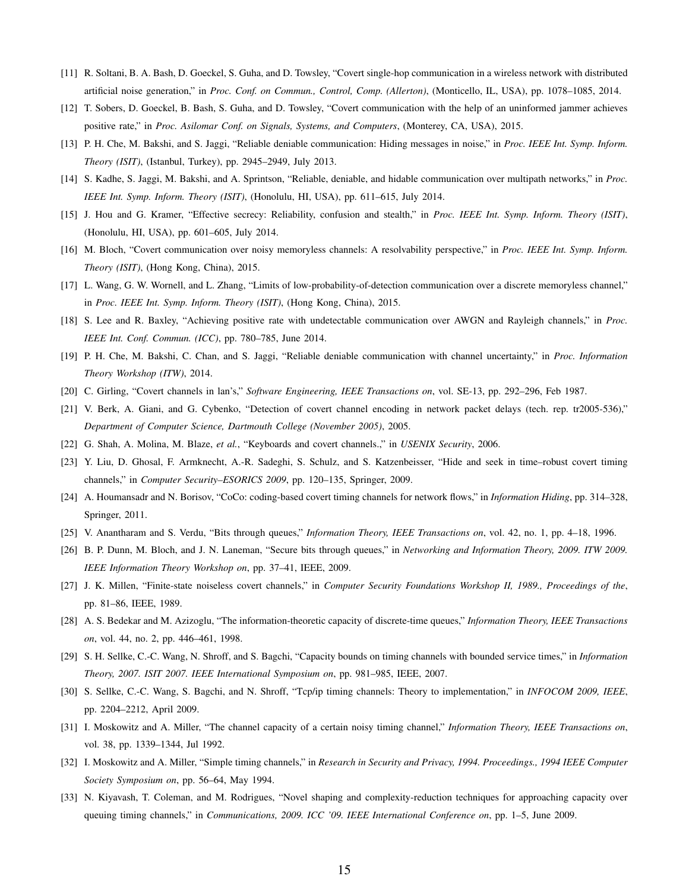[11] R. Soltani, B. A. Bash, D. Goeckel, S. Guha, and D. Towsley, "Covert single-hop communication in a wireless network with distributed artificial noise generation," in *Proc. Conf. on Commun., Control, Comp. (Allerton)*, (Monticello, IL, USA), pp. 1078–1085, 2014.

[12] T. Sobers, D. Goeckel, B. Bash, S. Guha, and D. Towsley, "Covert communication with the help of an uninformed jammer achieves positive rate," in *Proc. Asilomar Conf. on Signals, Systems, and Computers*, (Monterey, CA, USA), 2015.

[13] P. H. Che, M. Bakshi, and S. Jaggi, "Reliable deniable communication: Hiding messages in noise," in *Proc. IEEE Int. Symp. Inform. Theory (ISIT)*, (Istanbul, Turkey), pp. 2945–2949, July 2013.

[14] S. Kadhe, S. Jaggi, M. Bakshi, and A. Sprintson, "Reliable, deniable, and hidable communication over multipath networks," in *Proc. IEEE Int. Symp. Inform. Theory (ISIT)*, (Honolulu, HI, USA), pp. 611–615, July 2014.

[15] J. Hou and G. Kramer, "Effective secrecy: Reliability, confusion and stealth," in *Proc. IEEE Int. Symp. Inform. Theory (ISIT)*, (Honolulu, HI, USA), pp. 601–605, July 2014.

[16] M. Bloch, "Covert communication over noisy memoryless channels: A resolvability perspective," in *Proc. IEEE Int. Symp. Inform. Theory (ISIT)*, (Hong Kong, China), 2015.

[17] L. Wang, G. W. Wornell, and L. Zhang, "Limits of low-probability-of-detection communication over a discrete memoryless channel," in *Proc. IEEE Int. Symp. Inform. Theory (ISIT)*, (Hong Kong, China), 2015.

[18] S. Lee and R. Baxley, "Achieving positive rate with undetectable communication over AWGN and Rayleigh channels," in *Proc. IEEE Int. Conf. Commun. (ICC)*, pp. 780–785, June 2014.

[19] P. H. Che, M. Bakshi, C. Chan, and S. Jaggi, "Reliable deniable communication with channel uncertainty," in *Proc. Information Theory Workshop (ITW)*, 2014.

[20] C. Girling, "Covert channels in lan's," *Software Engineering, IEEE Transactions on*, vol. SE-13, pp. 292–296, Feb 1987.

[21] V. Berk, A. Giani, and G. Cybenko, "Detection of covert channel encoding in network packet delays (tech. rep. tr2005-536)," *Department of Computer Science, Dartmouth College (November 2005)*, 2005.

[22] G. Shah, A. Molina, M. Blaze, *et al.*, "Keyboards and covert channels.," in *USENIX Security*, 2006.

[23] Y. Liu, D. Ghosal, F. Armknecht, A.-R. Sadeghi, S. Schulz, and S. Katzenbeisser, "Hide and seek in time–robust covert timing channels," in *Computer Security–ESORICS 2009*, pp. 120–135, Springer, 2009.

[24] A. Houmansadr and N. Borisov, "CoCo: coding-based covert timing channels for network flows," in *Information Hiding*, pp. 314–328, Springer, 2011.

[25] V. Anantharam and S. Verdu, "Bits through queues," *Information Theory, IEEE Transactions on*, vol. 42, no. 1, pp. 4–18, 1996.

[26] B. P. Dunn, M. Bloch, and J. N. Laneman, "Secure bits through queues," in *Networking and Information Theory, 2009. ITW 2009. IEEE Information Theory Workshop on*, pp. 37–41, IEEE, 2009.

[27] J. K. Millen, "Finite-state noiseless covert channels," in *Computer Security Foundations Workshop II, 1989., Proceedings of the*, pp. 81–86, IEEE, 1989.

[28] A. S. Bedekar and M. Azizoglu, "The information-theoretic capacity of discrete-time queues," *Information Theory, IEEE Transactions on*, vol. 44, no. 2, pp. 446–461, 1998.

[29] S. H. Sellke, C.-C. Wang, N. Shroff, and S. Bagchi, "Capacity bounds on timing channels with bounded service times," in *Information Theory, 2007. ISIT 2007. IEEE International Symposium on*, pp. 981–985, IEEE, 2007.

[30] S. Sellke, C.-C. Wang, S. Bagchi, and N. Shroff, "Tcp/ip timing channels: Theory to implementation," in *INFOCOM 2009, IEEE*, pp. 2204–2212, April 2009.

[31] I. Moskowitz and A. Miller, "The channel capacity of a certain noisy timing channel," *Information Theory, IEEE Transactions on*, vol. 38, pp. 1339–1344, Jul 1992.

[32] I. Moskowitz and A. Miller, "Simple timing channels," in *Research in Security and Privacy, 1994. Proceedings., 1994 IEEE Computer Society Symposium on*, pp. 56–64, May 1994.

[33] N. Kiyavash, T. Coleman, and M. Rodrigues, "Novel shaping and complexity-reduction techniques for approaching capacity over queuing timing channels," in *Communications, 2009. ICC '09. IEEE International Conference on*, pp. 1–5, June 2009.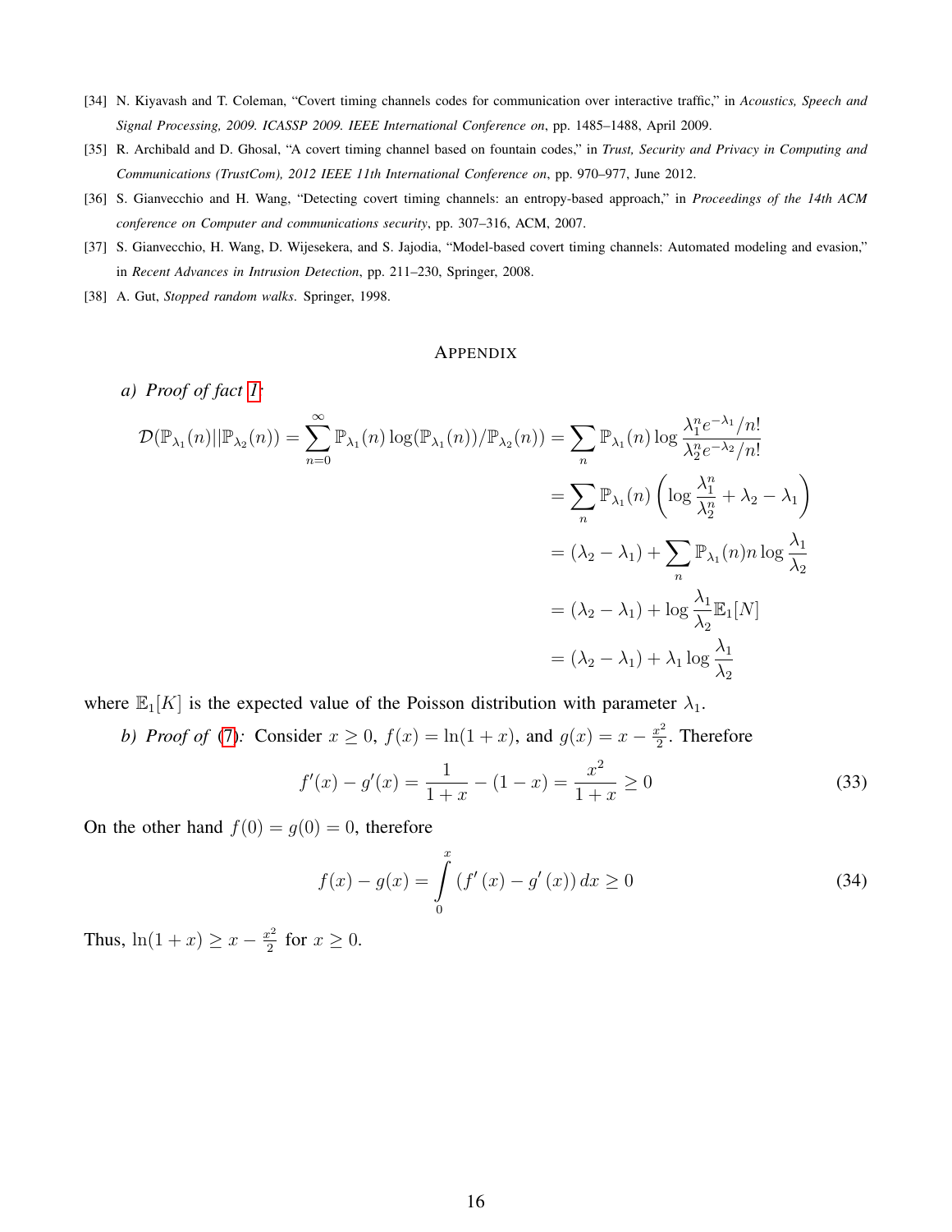[34] N. Kiyavash and T. Coleman, "Covert timing channels codes for communication over interactive traffic," in *Acoustics, Speech and Signal Processing, 2009. ICASSP 2009. IEEE International Conference on*, pp. 1485–1488, April 2009.

[35] R. Archibald and D. Ghosal, "A covert timing channel based on fountain codes," in *Trust, Security and Privacy in Computing and Communications (TrustCom), 2012 IEEE 11th International Conference on*, pp. 970–977, June 2012.

[36] S. Gianvecchio and H. Wang, "Detecting covert timing channels: an entropy-based approach," in *Proceedings of the 14th ACM conference on Computer and communications security*, pp. 307–316, ACM, 2007.

[37] S. Gianvecchio, H. Wang, D. Wijesekera, and S. Jajodia, "Model-based covert timing channels: Automated modeling and evasion," in *Recent Advances in Intrusion Detection*, pp. 211–230, Springer, 2008.

[38] A. Gut, *Stopped random walks*. Springer, 1998.

# APPENDIX

*a) Proof of fact 1:*

$$
\begin{aligned}
\mathcal{D}(\mathbb{P}_{\lambda_1}(n)||\mathbb{P}_{\lambda_2}(n)) = \sum_{n=0}^{\infty} \mathbb{P}_{\lambda_1}(n) \log(\mathbb{P}_{\lambda_1}(n))/\mathbb{P}_{\lambda_2}(n)) &= \sum_{n} \mathbb{P}_{\lambda_1}(n) \log \frac{\lambda_1^n e^{-\lambda_1}/n!}{\lambda_2^n e^{-\lambda_2}/n!} \\
&= \sum_{n} \mathbb{P}_{\lambda_1}(n) \left( \log \frac{\lambda_1^n}{\lambda_2^n} + \lambda_2 - \lambda_1 \right) \\
&= (\lambda_2 - \lambda_1) + \sum_{n} \mathbb{P}_{\lambda_1}(n) n \log \frac{\lambda_1}{\lambda_2} \\
&= (\lambda_2 - \lambda_1) + \log \frac{\lambda_1}{\lambda_2} \mathbb{E}_1[N] \\
&= (\lambda_2 - \lambda_1) + \lambda_1 \log \frac{\lambda_1}{\lambda_2}
\end{aligned}
$$

where $\mathbb{E}_1[K]$ is the expected value of the Poisson distribution with parameter $\lambda_1$.

*b) Proof of (7):* Consider $x \geq 0$, $f(x) = \ln(1+x)$, and $g(x) = x - \frac{x^2}{2}$. Therefore

$$
f'(x) - g'(x) = \frac{1}{1+x} - (1-x) = \frac{x^2}{1+x} \geq 0 \tag{33}
$$

On the other hand $f(0) = g(0) = 0$, therefore

$$
f(x) - g(x) = \int_0^x \left(f'(x) - g'(x)\right) dx \geq 0 \tag{34}
$$

Thus, $\ln(1+x) \geq x - \frac{x^2}{2}$ for $x \geq 0$.